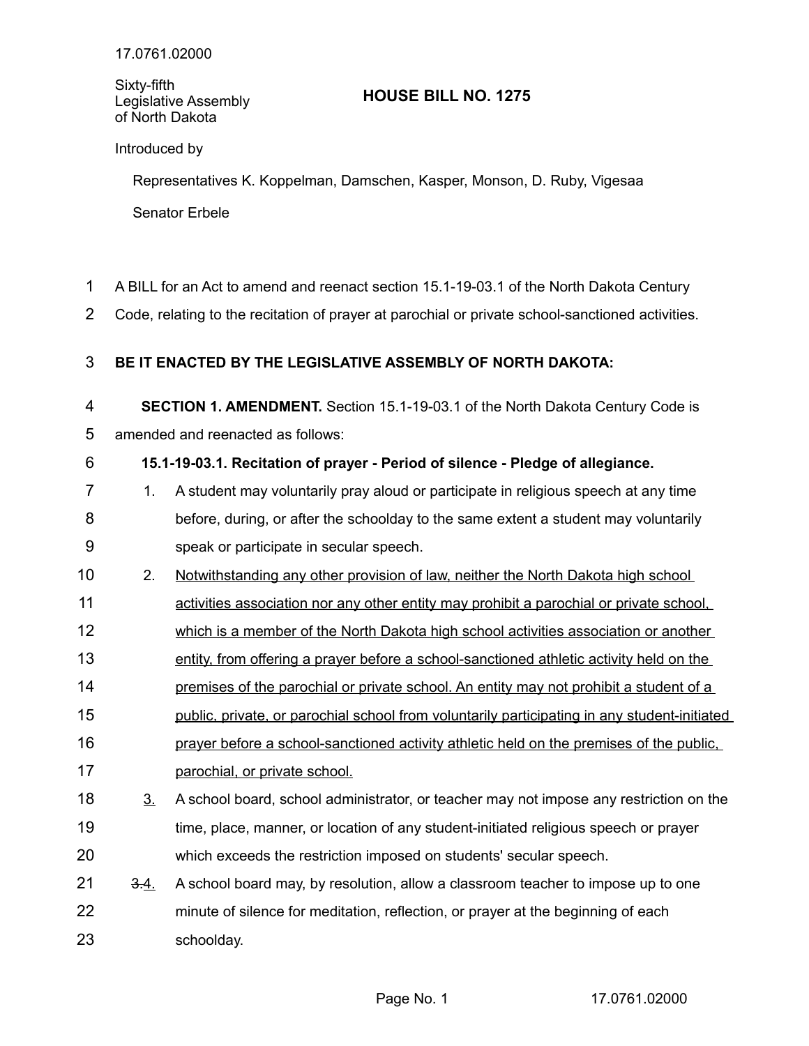17.0761.02000

Sixty-fifth Legislative Assembly of North Dakota

# HOUSE BILL NO. 1275

Introduced by

Representatives K. Koppelman, Damschen, Kasper, Monson, D. Ruby, Vigesaa

Senator Erbele

A BILL for an Act to amend and reenact section 15.1-19-03.1 of the North Dakota Century Code, relating to the recitation of prayer at parochial or private school-sanctioned activities.

**BE IT ENACTED BY THE LEGISLATIVE ASSEMBLY OF NORTH DAKOTA:**

**SECTION 1. AMENDMENT.** Section 15.1-19-03.1 of the North Dakota Century Code is amended and reenacted as follows:

**15.1-19-03.1. Recitation of prayer - Period of silence - Pledge of allegiance.**

1. A student may voluntarily pray aloud or participate in religious speech at any time before, during, or after the schoolday to the same extent a student may voluntarily speak or participate in secular speech.
2. <u>Notwithstanding any other provision of law, neither the North Dakota high school activities association nor any other entity may prohibit a parochial or private school, which is a member of the North Dakota high school activities association or another entity, from offering a prayer before a school-sanctioned athletic activity held on the premises of the parochial or private school. An entity may not prohibit a student of a public, private, or parochial school from voluntarily participating in any student-initiated prayer before a school-sanctioned activity athletic held on the premises of the public, parochial, or private school.</u>
3. <u>3.</u> A school board, school administrator, or teacher may not impose any restriction on the time, place, manner, or location of any student-initiated religious speech or prayer which exceeds the restriction imposed on students' secular speech.
4. ~~3.~~<u>4.</u> A school board may, by resolution, allow a classroom teacher to impose up to one minute of silence for meditation, reflection, or prayer at the beginning of each schoolday.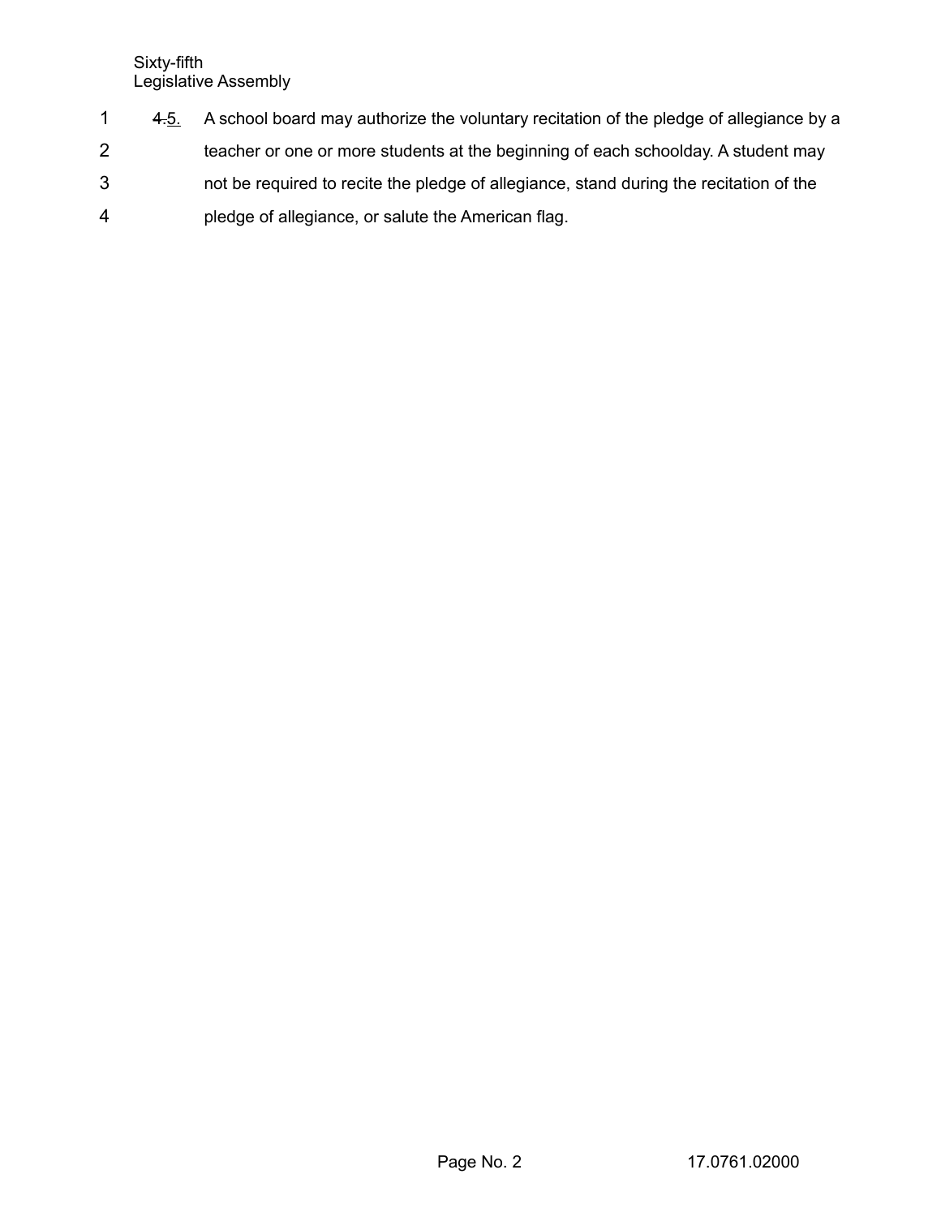~~4.~~5. A school board may authorize the voluntary recitation of the pledge of allegiance by a teacher or one or more students at the beginning of each schoolday. A student may not be required to recite the pledge of allegiance, stand during the recitation of the pledge of allegiance, or salute the American flag.